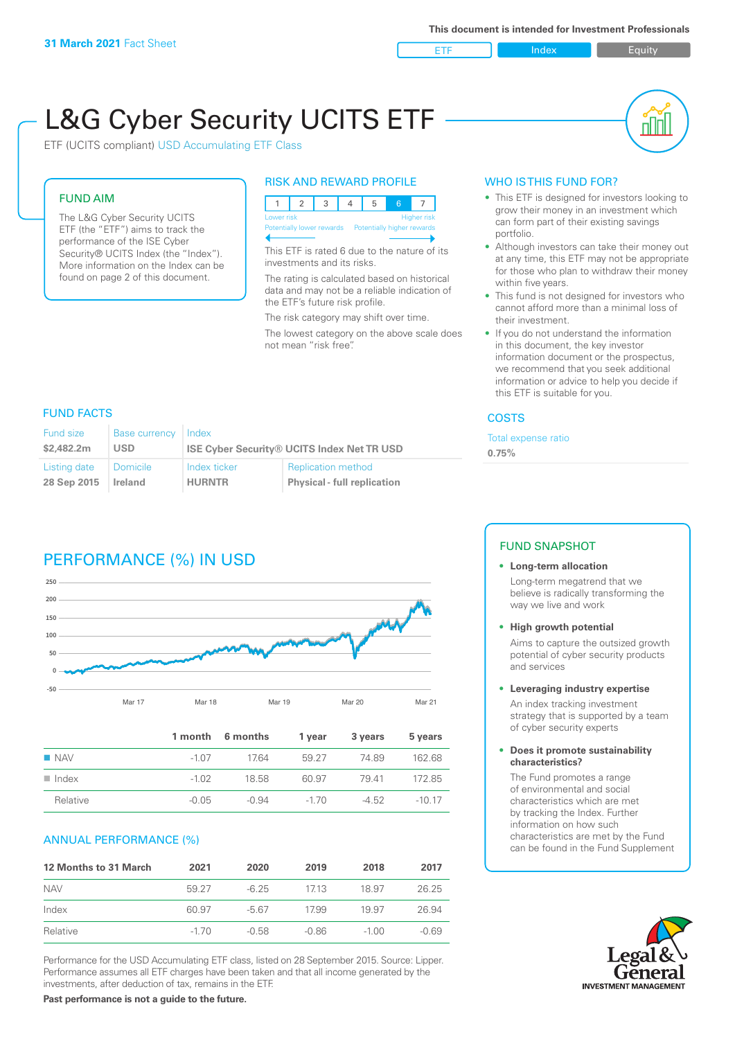**31 March 2021** Fact Sheet

This document is intended for Investment Professionals

ETF | Index | Equity

# L&G Cyber Security UCITS ETF

ETF (UCITS compliant) USD Accumulating ETF Class

## FUND AIM

The L&G Cyber Security UCITS ETF (the "ETF") aims to track the performance of the ISE Cyber Security® UCITS Index (the "Index"). More information on the Index can be found on page 2 of this document.

## RISK AND REWARD PROFILE

| 1 | 2 | 3 | 4 | 5 | **6** | 7 |
|---|---|---|---|---|---|---|

Lower risk — Potentially lower rewards | Higher risk — Potentially higher rewards

This ETF is rated 6 due to the nature of its investments and its risks.

The rating is calculated based on historical data and may not be a reliable indication of the ETF's future risk profile.

The risk category may shift over time.

The lowest category on the above scale does not mean "risk free".

## WHO IS THIS FUND FOR?

- This ETF is designed for investors looking to grow their money in an investment which can form part of their existing savings portfolio.
- Although investors can take their money out at any time, this ETF may not be appropriate for those who plan to withdraw their money within five years.
- This fund is not designed for investors who cannot afford more than a minimal loss of their investment.
- If you do not understand the information in this document, the key investor information document or the prospectus, we recommend that you seek additional information or advice to help you decide if this ETF is suitable for you.

## FUND FACTS

| Fund size | Base currency | Index | |
|---|---|---|---|
| **$2,482.2m** | **USD** | **ISE Cyber Security® UCITS Index Net TR USD** | |
| **Listing date** | **Domicile** | **Index ticker** | **Replication method** |
| **28 Sep 2015** | **Ireland** | **HURNTR** | **Physical - full replication** |

## COSTS

Total expense ratio

**0.75%**

## PERFORMANCE (%) IN USD

|  | 1 month | 6 months | 1 year | 3 years | 5 years |
|---|---|---|---|---|---|
| NAV | -1.07 | 17.64 | 59.27 | 74.89 | 162.68 |
| Index | -1.02 | 18.58 | 60.97 | 79.41 | 172.85 |
| Relative | -0.05 | -0.94 | -1.70 | -4.52 | -10.17 |

## ANNUAL PERFORMANCE (%)

| 12 Months to 31 March | 2021 | 2020 | 2019 | 2018 | 2017 |
|---|---|---|---|---|---|
| NAV | 59.27 | -6.25 | 17.13 | 18.97 | 26.25 |
| Index | 60.97 | -5.67 | 17.99 | 19.97 | 26.94 |
| Relative | -1.70 | -0.58 | -0.86 | -1.00 | -0.69 |

Performance for the USD Accumulating ETF class, listed on 28 September 2015. Source: Lipper. Performance assumes all ETF charges have been taken and that all income generated by the investments, after deduction of tax, remains in the ETF.

**Past performance is not a guide to the future.**

## FUND SNAPSHOT

- **Long-term allocation**
  Long-term megatrend that we believe is radically transforming the way we live and work
- **High growth potential**
  Aims to capture the outsized growth potential of cyber security products and services
- **Leveraging industry expertise**
  An index tracking investment strategy that is supported by a team of cyber security experts
- **Does it promote sustainability characteristics?**
  The Fund promotes a range of environmental and social characteristics which are met by tracking the Index. Further information on how such characteristics are met by the Fund can be found in the Fund Supplement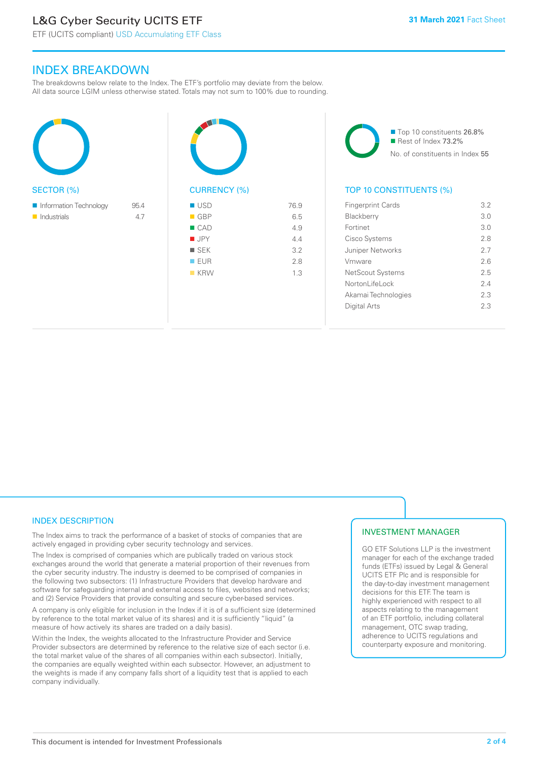## INDEX BREAKDOWN

The breakdowns below relate to the Index. The ETF's portfolio may deviate from the below. All data source LGIM unless otherwise stated. Totals may not sum to 100% due to rounding.

### SECTOR (%)

| Sector | % |
|---|---|
| Information Technology | 95.4 |
| Industrials | 4.7 |

### CURRENCY (%)

| Currency | % |
|---|---|
| USD | 76.9 |
| GBP | 6.5 |
| CAD | 4.9 |
| JPY | 4.4 |
| SEK | 3.2 |
| EUR | 2.8 |
| KRW | 1.3 |

Top 10 constituents 26.8%
Rest of Index 73.2%
No. of constituents in Index 55

### TOP 10 CONSTITUENTS (%)

| Constituent | % |
|---|---|
| Fingerprint Cards | 3.2 |
| Blackberry | 3.0 |
| Fortinet | 3.0 |
| Cisco Systems | 2.8 |
| Juniper Networks | 2.7 |
| Vmware | 2.6 |
| NetScout Systems | 2.5 |
| NortonLifeLock | 2.4 |
| Akamai Technologies | 2.3 |
| Digital Arts | 2.3 |

### INDEX DESCRIPTION

The Index aims to track the performance of a basket of stocks of companies that are actively engaged in providing cyber security technology and services.

The Index is comprised of companies which are publically traded on various stock exchanges around the world that generate a material proportion of their revenues from the cyber security industry. The industry is deemed to be comprised of companies in the following two subsectors: (1) Infrastructure Providers that develop hardware and software for safeguarding internal and external access to files, websites and networks; and (2) Service Providers that provide consulting and secure cyber-based services.

A company is only eligible for inclusion in the Index if it is of a sufficient size (determined by reference to the total market value of its shares) and it is sufficiently "liquid" (a measure of how actively its shares are traded on a daily basis).

Within the Index, the weights allocated to the Infrastructure Provider and Service Provider subsectors are determined by reference to the relative size of each sector (i.e. the total market value of the shares of all companies within each subsector). Initially, the companies are equally weighted within each subsector. However, an adjustment to the weights is made if any company falls short of a liquidity test that is applied to each company individually.

### INVESTMENT MANAGER

GO ETF Solutions LLP is the investment manager for each of the exchange traded funds (ETFs) issued by Legal & General UCITS ETF Plc and is responsible for the day-to-day investment management decisions for this ETF. The team is highly experienced with respect to all aspects relating to the management of an ETF portfolio, including collateral management, OTC swap trading, adherence to UCITS regulations and counterparty exposure and monitoring.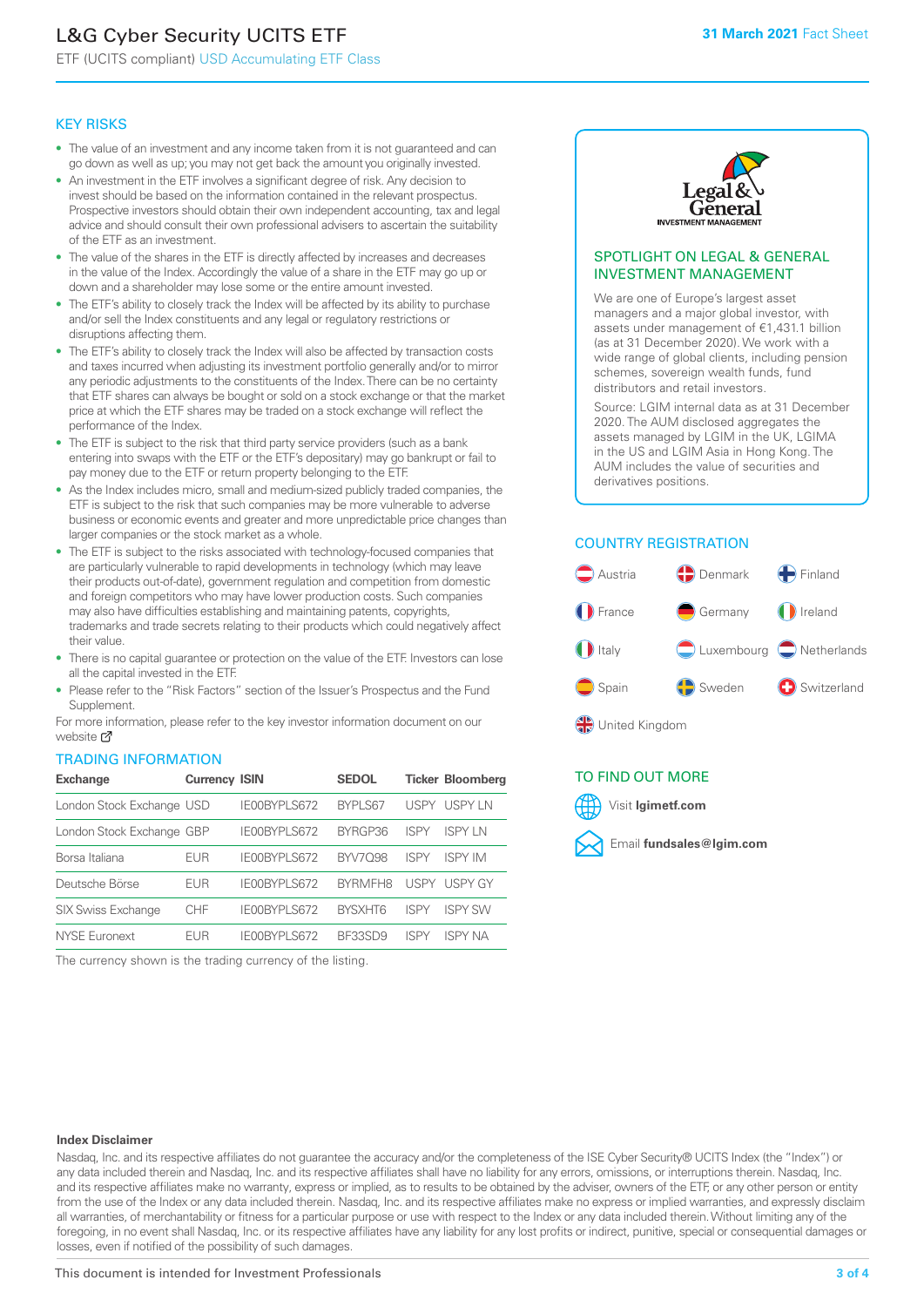# L&G Cyber Security UCITS ETF

ETF (UCITS compliant) USD Accumulating ETF Class

**31 March 2021** Fact Sheet

## KEY RISKS

- The value of an investment and any income taken from it is not guaranteed and can go down as well as up; you may not get back the amount you originally invested.
- An investment in the ETF involves a significant degree of risk. Any decision to invest should be based on the information contained in the relevant prospectus. Prospective investors should obtain their own independent accounting, tax and legal advice and should consult their own professional advisers to ascertain the suitability of the ETF as an investment.
- The value of the shares in the ETF is directly affected by increases and decreases in the value of the Index. Accordingly the value of a share in the ETF may go up or down and a shareholder may lose some or the entire amount invested.
- The ETF's ability to closely track the Index will be affected by its ability to purchase and/or sell the Index constituents and any legal or regulatory restrictions or disruptions affecting them.
- The ETF's ability to closely track the Index will also be affected by transaction costs and taxes incurred when adjusting its investment portfolio generally and/or to mirror any periodic adjustments to the constituents of the Index. There can be no certainty that ETF shares can always be bought or sold on a stock exchange or that the market price at which the ETF shares may be traded on a stock exchange will reflect the performance of the Index.
- The ETF is subject to the risk that third party service providers (such as a bank entering into swaps with the ETF or the ETF's depositary) may go bankrupt or fail to pay money due to the ETF or return property belonging to the ETF.
- As the Index includes micro, small and medium-sized publicly traded companies, the ETF is subject to the risk that such companies may be more vulnerable to adverse business or economic events and greater and more unpredictable price changes than larger companies or the stock market as a whole.
- The ETF is subject to the risks associated with technology-focused companies that are particularly vulnerable to rapid developments in technology (which may leave their products out-of-date), government regulation and competition from domestic and foreign competitors who may have lower production costs. Such companies may also have difficulties establishing and maintaining patents, copyrights, trademarks and trade secrets relating to their products which could negatively affect their value.
- There is no capital guarantee or protection on the value of the ETF. Investors can lose all the capital invested in the ETF.
- Please refer to the "Risk Factors" section of the Issuer's Prospectus and the Fund Supplement.

For more information, please refer to the key investor information document on our website

## TRADING INFORMATION

| Exchange | Currency | ISIN | SEDOL | Ticker | Bloomberg |
|---|---|---|---|---|---|
| London Stock Exchange | USD | IE00BYPLS672 | BYPLS67 | USPY | USPY LN |
| London Stock Exchange | GBP | IE00BYPLS672 | BYRGP36 | ISPY | ISPY LN |
| Borsa Italiana | EUR | IE00BYPLS672 | BYV7Q98 | ISPY | ISPY IM |
| Deutsche Börse | EUR | IE00BYPLS672 | BYRMFH8 | USPY | USPY GY |
| SIX Swiss Exchange | CHF | IE00BYPLS672 | BYSXHT6 | ISPY | ISPY SW |
| NYSE Euronext | EUR | IE00BYPLS672 | BF33SD9 | ISPY | ISPY NA |

The currency shown is the trading currency of the listing.

## SPOTLIGHT ON LEGAL & GENERAL INVESTMENT MANAGEMENT

We are one of Europe's largest asset managers and a major global investor, with assets under management of €1,431.1 billion (as at 31 December 2020). We work with a wide range of global clients, including pension schemes, sovereign wealth funds, fund distributors and retail investors.

Source: LGIM internal data as at 31 December 2020. The AUM disclosed aggregates the assets managed by LGIM in the UK, LGIMA in the US and LGIM Asia in Hong Kong. The AUM includes the value of securities and derivatives positions.

## COUNTRY REGISTRATION

Austria, Denmark, Finland, France, Germany, Ireland, Italy, Luxembourg, Netherlands, Spain, Sweden, Switzerland, United Kingdom

## TO FIND OUT MORE

Visit **lgimetf.com**

Email **fundsales@lgim.com**

**Index Disclaimer**

Nasdaq, Inc. and its respective affiliates do not guarantee the accuracy and/or the completeness of the ISE Cyber Security® UCITS Index (the "Index") or any data included therein and Nasdaq, Inc. and its respective affiliates shall have no liability for any errors, omissions, or interruptions therein. Nasdaq, Inc. and its respective affiliates make no warranty, express or implied, as to results to be obtained by the adviser, owners of the ETF, or any other person or entity from the use of the Index or any data included therein. Nasdaq, Inc. and its respective affiliates make no express or implied warranties, and expressly disclaim all warranties, of merchantability or fitness for a particular purpose or use with respect to the Index or any data included therein. Without limiting any of the foregoing, in no event shall Nasdaq, Inc. or its respective affiliates have any liability for any lost profits or indirect, punitive, special or consequential damages or losses, even if notified of the possibility of such damages.

This document is intended for Investment Professionals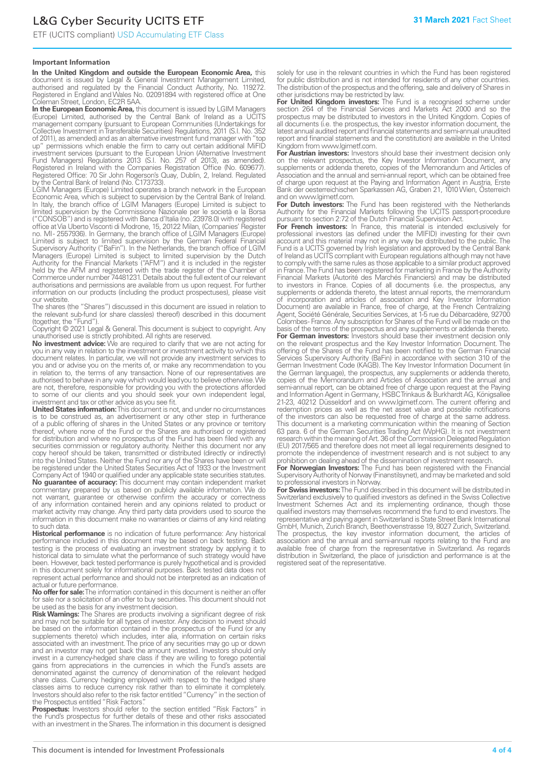## Important Information

**In the United Kingdom and outside the European Economic Area,** this document is issued by Legal & General Investment Management Limited, authorised and regulated by the Financial Conduct Authority, No. 119272. Registered in England and Wales No. 02091894 with registered office at One Coleman Street, London, EC2R 5AA.

**In the European Economic Area,** this document is issued by LGIM Managers (Europe) Limited, authorised by the Central Bank of Ireland as a UCITS management company (pursuant to European Communities (Undertakings for Collective Investment in Transferable Securities) Regulations, 2011 (S.I. No. 352 of 2011), as amended) and as an alternative investment fund manager with "top up" permissions which enable the firm to carry out certain additional MiFID investment services (pursuant to the European Union (Alternative Investment Fund Managers) Regulations 2013 (S.I. No. 257 of 2013), as amended). Registered in Ireland with the Companies Registration Office (No. 609677). Registered Office: 70 Sir John Rogerson's Quay, Dublin, 2, Ireland. Regulated by the Central Bank of Ireland (No. C173733).

LGIM Managers (Europe) Limited operates a branch network in the European Economic Area, which is subject to supervision by the Central Bank of Ireland. In Italy, the branch office of LGIM Managers (Europe) Limited is subject to limited supervision by the Commissione Nazionale per le società e la Borsa ("CONSOB") and is registered with Banca d'Italia (no. 23978.0) with registered office at Via Uberto Visconti di Modrone, 15, 20122 Milan, (Companies' Register no. MI - 2557936). In Germany, the branch office of LGIM Managers (Europe) Limited is subject to limited supervision by the German Federal Financial Supervisory Authority ("BaFin"). In the Netherlands, the branch office of LGIM Managers (Europe) Limited is subject to limited supervision by the Dutch Authority for the Financial Markets ("AFM") and it is included in the register held by the AFM and registered with the trade register of the Chamber of Commerce under number 74481231. Details about the full extent of our relevant authorisations and permissions are available from us upon request. For further information on our products (including the product prospectuses), please visit our website.

The shares (the "Shares") discussed in this document are issued in relation to the relevant sub-fund (or share class(es) thereof) described in this document (together, the "Fund").

Copyright © 2021 Legal & General. This document is subject to copyright. Any unauthorised use is strictly prohibited. All rights are reserved.

**No investment advice:** We are required to clarify that we are not acting for you in any way in relation to the investment or investment activity to which this document relates. In particular, we will not provide any investment services to you and or advise you on the merits of, or make any recommendation to you in relation to, the terms of any transaction. None of our representatives are authorised to behave in any way which would lead you to believe otherwise. We are not, therefore, responsible for providing you with the protections afforded to some of our clients and you should seek your own independent legal, investment and tax or other advice as you see fit.

**United States information:** This document is not, and under no circumstances is to be construed as, an advertisement or any other step in furtherance of a public offering of shares in the United States or any province or territory thereof, where none of the Fund or the Shares are authorised or registered for distribution and where no prospectus of the Fund has been filed with any securities commission or regulatory authority. Neither this document nor any copy hereof should be taken, transmitted or distributed (directly or indirectly) into the United States. Neither the Fund nor any of the Shares have been or will be registered under the United States Securities Act of 1933 or the Investment Company Act of 1940 or qualified under any applicable state securities statutes.

**No guarantee of accuracy:** This document may contain independent market commentary prepared by us based on publicly available information. We do not warrant, guarantee or otherwise confirm the accuracy or correctness of any information contained herein and any opinions related to product or market activity may change. Any third party data providers used to source the information in this document make no warranties or claims of any kind relating to such data.

**Historical performance** is no indication of future performance: Any historical performance included in this document may be based on back testing. Back testing is the process of evaluating an investment strategy by applying it to historical data to simulate what the performance of such strategy would have been. However, back tested performance is purely hypothetical and is provided in this document solely for informational purposes. Back tested data does not represent actual performance and should not be interpreted as an indication of actual or future performance.

**No offer for sale:** The information contained in this document is neither an offer for sale nor a solicitation of an offer to buy securities. This document should not be used as the basis for any investment decision.

**Risk Warnings:** The Shares are products involving a significant degree of risk and may not be suitable for all types of investor. Any decision to invest should be based on the information contained in the prospectus of the Fund (or any supplements thereto) which includes, inter alia, information on certain risks associated with an investment. The price of any securities may go up or down and an investor may not get back the amount invested. Investors should only invest in a currency-hedged share class if they are willing to forego potential gains from appreciations in the currencies in which the Fund's assets are denominated against the currency of denomination of the relevant hedged share class. Currency hedging employed with respect to the hedged share classes aims to reduce currency risk rather than to eliminate it completely. Investors should also refer to the risk factor entitled "Currency" in the section of the Prospectus entitled "Risk Factors".

**Prospectus:** Investors should refer to the section entitled "Risk Factors" in the Fund's prospectus for further details of these and other risks associated with an investment in the Shares. The information in this document is designed solely for use in the relevant countries in which the Fund has been registered for public distribution and is not intended for residents of any other countries. The distribution of the prospectus and the offering, sale and delivery of Shares in other jurisdictions may be restricted by law.

**For United Kingdom investors:** The Fund is a recognised scheme under section 264 of the Financial Services and Markets Act 2000 and so the prospectus may be distributed to investors in the United Kingdom. Copies of all documents (i.e. the prospectus, the key investor information document, the latest annual audited report and financial statements and semi-annual unaudited report and financial statements and the constitution) are available in the United Kingdom from www.lgimetf.com.

**For Austrian investors:** Investors should base their investment decision only on the relevant prospectus, the Key Investor Information Document, any supplements or addenda thereto, copies of the Memorandum and Articles of Association and the annual and semi-annual report, which can be obtained free of charge upon request at the Paying and Information Agent in Austria, Erste Bank der oesterreichischen Sparkassen AG, Graben 21, 1010 Wien, Österreich and on www.lgimetf.com.

**For Dutch investors:** The Fund has been registered with the Netherlands Authority for the Financial Markets following the UCITS passport-procedure pursuant to section 2:72 of the Dutch Financial Supervision Act.

**For French investors:** In France, this material is intended exclusively for professional investors (as defined under the MIFID) investing for their own account and this material may not in any way be distributed to the public. The Fund is a UCITS governed by Irish legislation and approved by the Central Bank of Ireland as UCITS compliant with European regulations although may not have to comply with the same rules as those applicable to a similar product approved in France. The Fund has been registered for marketing in France by the Authority Financial Markets (Autorité des Marchés Financiers) and may be distributed to investors in France. Copies of all documents (i.e. the prospectus, any supplements or addenda thereto, the latest annual reports, the memorandum of incorporation and articles of association and Key Investor Information Document) are available in France, free of charge, at the French Centralizing Agent, Société Générale, Securities Services, at 1-5 rue du Débarcadère, 92700 Colombes- France. Any subscription for Shares of the Fund will be made on the basis of the terms of the prospectus and any supplements or addenda thereto.

**For German investors:** Investors should base their investment decision only on the relevant prospectus and the Key Investor Information Document. The offering of the Shares of the Fund has been notified to the German Financial Services Supervisory Authority (BaFin) in accordance with section 310 of the German Investment Code (KAGB). The Key Investor Information Document (in the German language), the prospectus, any supplements or addenda thereto, copies of the Memorandum and Articles of Association and the annual and semi-annual report, can be obtained free of charge upon request at the Paying and Information Agent in Germany, HSBC Trinkaus & Burkhardt AG, Königsallee 21-23, 40212 Düsseldorf and on www.lgimetf.com. The current offering and redemption prices as well as the net asset value and possible notifications of the investors can also be requested free of charge at the same address. This document is a marketing communication within the meaning of Section 63 para. 6 of the German Securities Trading Act (WpHG). It is not investment research within the meaning of Art. 36 of the Commission Delegated Regulation (EU) 2017/565 and therefore does not meet all legal requirements designed to promote the independence of investment research and is not subject to any prohibition on dealing ahead of the dissemination of investment research.

**For Norwegian Investors:** The Fund has been registered with the Financial Supervisory Authority of Norway (Finanstilsynet), and may be marketed and sold to professional investors in Norway.

**For Swiss investors:** The Fund described in this document will be distributed in Switzerland exclusively to qualified investors as defined in the Swiss Collective Investment Schemes Act and its implementing ordinance, though those qualified investors may themselves recommend the fund to end investors. The representative and paying agent in Switzerland is State Street Bank International GmbH, Munich, Zurich Branch, Beethovenstrasse 19, 8027 Zurich, Switzerland. The prospectus, the key investor information document, the articles of association and the annual and semi-annual reports relating to the Fund are available free of charge from the representative in Switzerland. As regards distribution in Switzerland, the place of jurisdiction and performance is at the registered seat of the representative.